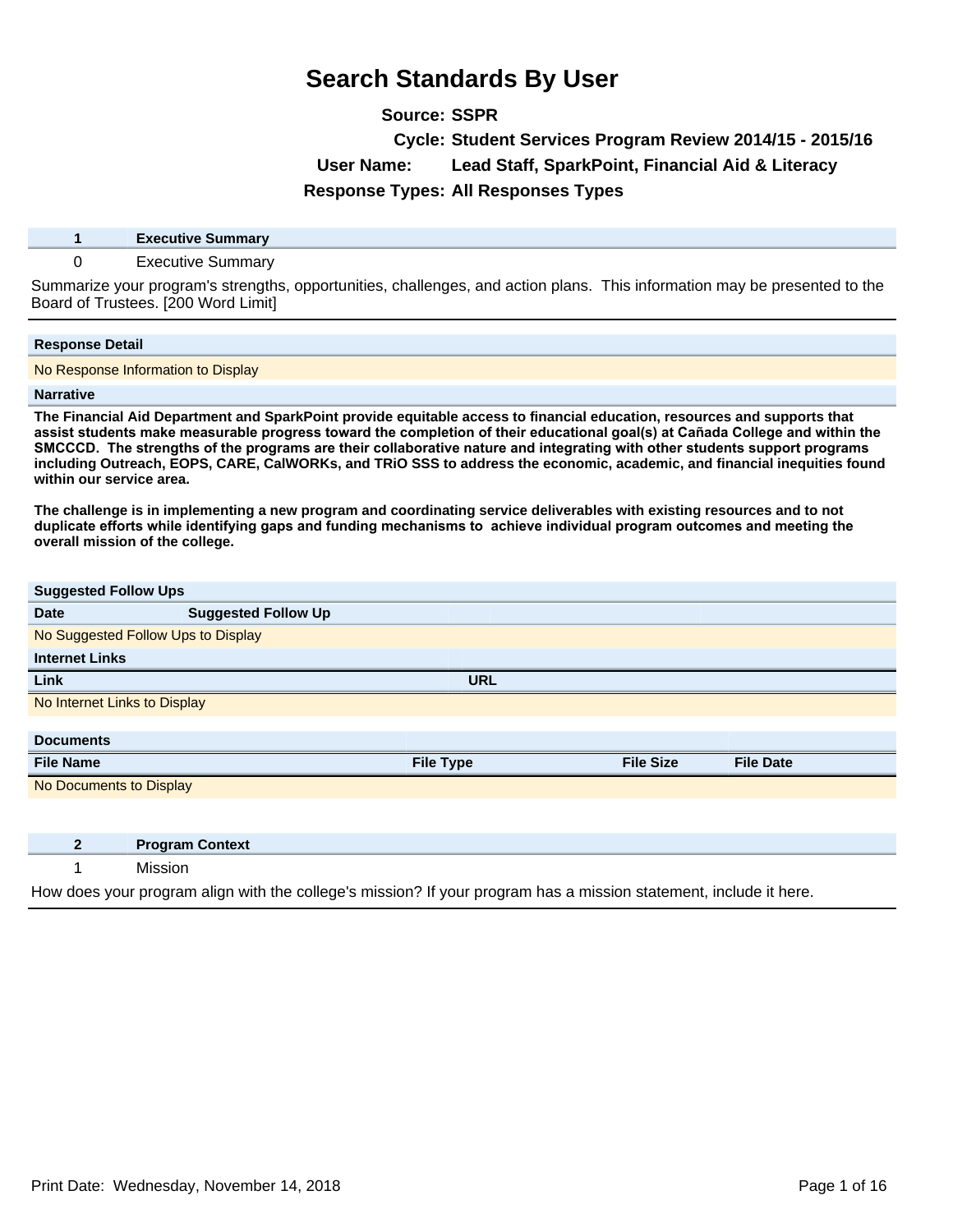# Search Standards By User

**Source:** SSPR
**Cycle:** Student Services Program Review 2014/15 - 2015/16
**User Name:** Lead Staff, SparkPoint, Financial Aid & Literacy
**Response Types:** All Responses Types

| 1 | Executive Summary |
|---|---|
| 0 | Executive Summary |

Summarize your program's strengths, opportunities, challenges, and action plans. This information may be presented to the Board of Trustees. [200 Word Limit]

**Response Detail**

No Response Information to Display

**Narrative**

**The Financial Aid Department and SparkPoint provide equitable access to financial education, resources and supports that assist students make measurable progress toward the completion of their educational goal(s) at Cañada College and within the SMCCCD. The strengths of the programs are their collaborative nature and integrating with other students support programs including Outreach, EOPS, CARE, CalWORKs, and TRiO SSS to address the economic, academic, and financial inequities found within our service area.**

**The challenge is in implementing a new program and coordinating service deliverables with existing resources and to not duplicate efforts while identifying gaps and funding mechanisms to achieve individual program outcomes and meeting the overall mission of the college.**

**Suggested Follow Ups**

| Date | Suggested Follow Up |
|---|---|
| No Suggested Follow Ups to Display | |

**Internet Links**

| Link | URL |
|---|---|
| No Internet Links to Display | |

**Documents**

| File Name | File Type | File Size | File Date |
|---|---|---|---|
| No Documents to Display | | | |

| 2 | Program Context |
|---|---|
| 1 | Mission |

How does your program align with the college's mission? If your program has a mission statement, include it here.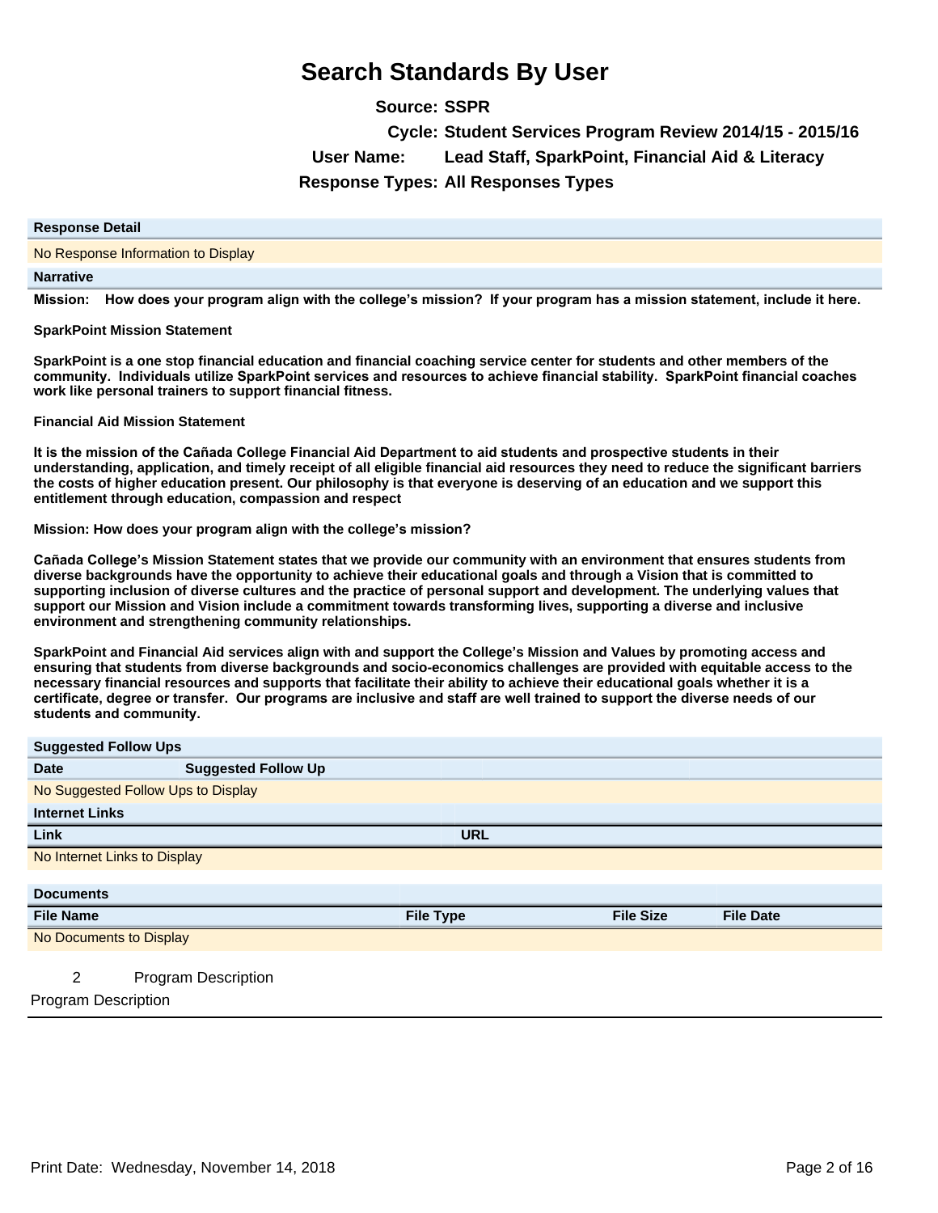# Search Standards By User

**Source:** SSPR

**Cycle:** Student Services Program Review 2014/15 - 2015/16

**User Name:** Lead Staff, SparkPoint, Financial Aid & Literacy

**Response Types:** All Responses Types

| Response Detail |
| --- |
| No Response Information to Display |

**Narrative**

**Mission: How does your program align with the college's mission? If your program has a mission statement, include it here.**

**SparkPoint Mission Statement**

**SparkPoint is a one stop financial education and financial coaching service center for students and other members of the community. Individuals utilize SparkPoint services and resources to achieve financial stability. SparkPoint financial coaches work like personal trainers to support financial fitness.**

**Financial Aid Mission Statement**

**It is the mission of the Cañada College Financial Aid Department to aid students and prospective students in their understanding, application, and timely receipt of all eligible financial aid resources they need to reduce the significant barriers the costs of higher education present. Our philosophy is that everyone is deserving of an education and we support this entitlement through education, compassion and respect**

**Mission: How does your program align with the college's mission?**

**Cañada College's Mission Statement states that we provide our community with an environment that ensures students from diverse backgrounds have the opportunity to achieve their educational goals and through a Vision that is committed to supporting inclusion of diverse cultures and the practice of personal support and development. The underlying values that support our Mission and Vision include a commitment towards transforming lives, supporting a diverse and inclusive environment and strengthening community relationships.**

**SparkPoint and Financial Aid services align with and support the College's Mission and Values by promoting access and ensuring that students from diverse backgrounds and socio-economics challenges are provided with equitable access to the necessary financial resources and supports that facilitate their ability to achieve their educational goals whether it is a certificate, degree or transfer. Our programs are inclusive and staff are well trained to support the diverse needs of our students and community.**

**Suggested Follow Ups**

| Date | Suggested Follow Up |
| --- | --- |
| No Suggested Follow Ups to Display | |

**Internet Links**

| Link | URL |
| --- | --- |
| No Internet Links to Display | |

**Documents**

| File Name | File Type | File Size | File Date |
| --- | --- | --- | --- |
| No Documents to Display | | | |

2 Program Description

Program Description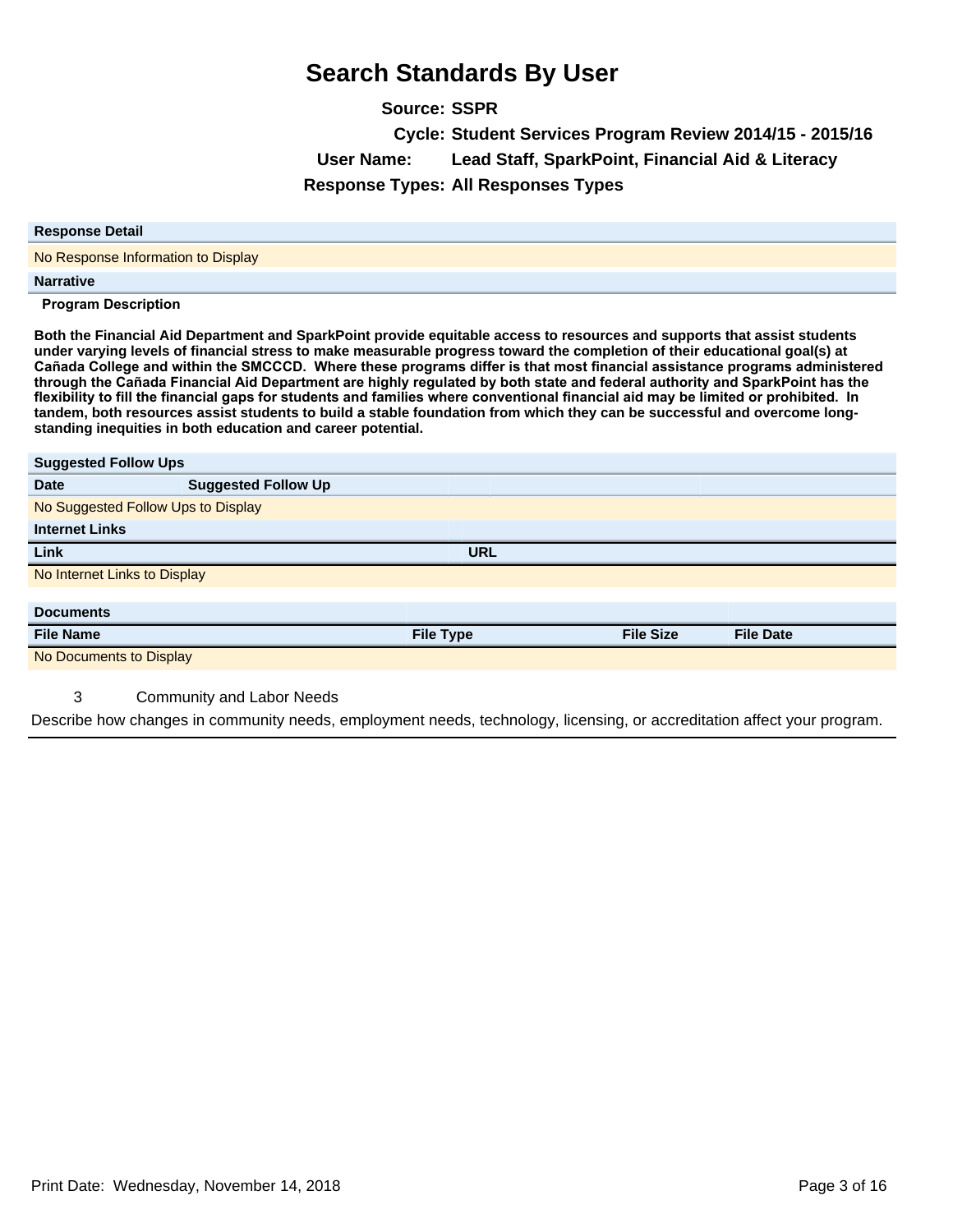# Search Standards By User

**Source:** SSPR

**Cycle:** Student Services Program Review 2014/15 - 2015/16

**User Name:** Lead Staff, SparkPoint, Financial Aid & Literacy

**Response Types:** All Responses Types

| Response Detail |
|---|
| No Response Information to Display |

**Narrative**

**Program Description**

**Both the Financial Aid Department and SparkPoint provide equitable access to resources and supports that assist students under varying levels of financial stress to make measurable progress toward the completion of their educational goal(s) at Cañada College and within the SMCCCD. Where these programs differ is that most financial assistance programs administered through the Cañada Financial Aid Department are highly regulated by both state and federal authority and SparkPoint has the flexibility to fill the financial gaps for students and families where conventional financial aid may be limited or prohibited. In tandem, both resources assist students to build a stable foundation from which they can be successful and overcome long-standing inequities in both education and career potential.**

**Suggested Follow Ups**

| Date | Suggested Follow Up |
|---|---|
| No Suggested Follow Ups to Display | |

**Internet Links**

| Link | URL |
|---|---|
| No Internet Links to Display | |

**Documents**

| File Name | File Type | File Size | File Date |
|---|---|---|---|
| No Documents to Display | | | |

3 Community and Labor Needs

Describe how changes in community needs, employment needs, technology, licensing, or accreditation affect your program.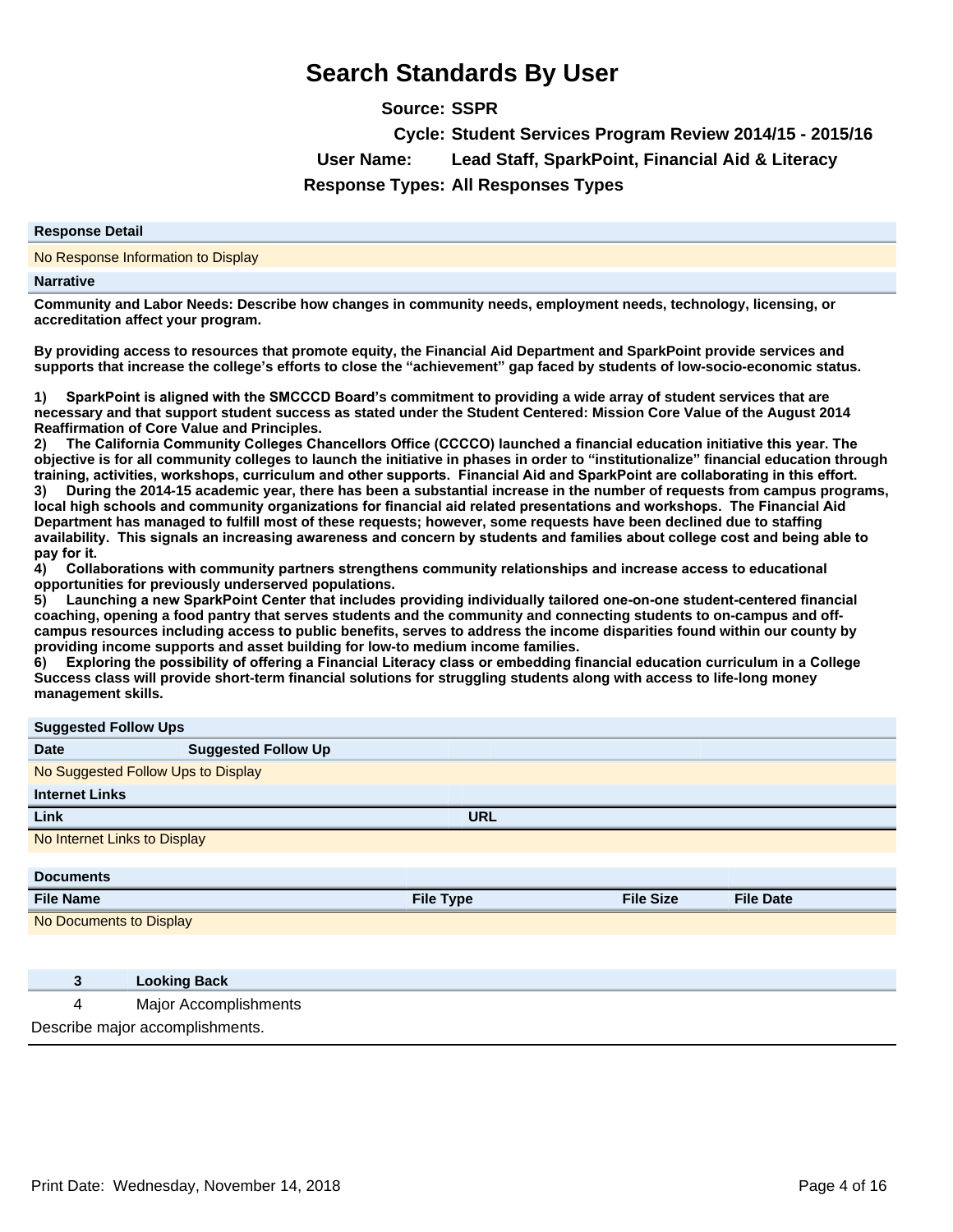# Search Standards By User

**Source:** SSPR

**Cycle:** Student Services Program Review 2014/15 - 2015/16

**User Name:** Lead Staff, SparkPoint, Financial Aid & Literacy

**Response Types:** All Responses Types

| Response Detail |
| --- |
| No Response Information to Display |

**Narrative**

**Community and Labor Needs: Describe how changes in community needs, employment needs, technology, licensing, or accreditation affect your program.**

**By providing access to resources that promote equity, the Financial Aid Department and SparkPoint provide services and supports that increase the college's efforts to close the "achievement" gap faced by students of low-socio-economic status.**

**1) SparkPoint is aligned with the SMCCCD Board's commitment to providing a wide array of student services that are necessary and that support student success as stated under the Student Centered: Mission Core Value of the August 2014 Reaffirmation of Core Value and Principles.**
**2) The California Community Colleges Chancellors Office (CCCCO) launched a financial education initiative this year. The objective is for all community colleges to launch the initiative in phases in order to "institutionalize" financial education through training, activities, workshops, curriculum and other supports. Financial Aid and SparkPoint are collaborating in this effort.**
**3) During the 2014-15 academic year, there has been a substantial increase in the number of requests from campus programs, local high schools and community organizations for financial aid related presentations and workshops. The Financial Aid Department has managed to fulfill most of these requests; however, some requests have been declined due to staffing availability. This signals an increasing awareness and concern by students and families about college cost and being able to pay for it.**
**4) Collaborations with community partners strengthens community relationships and increase access to educational opportunities for previously underserved populations.**
**5) Launching a new SparkPoint Center that includes providing individually tailored one-on-one student-centered financial coaching, opening a food pantry that serves students and the community and connecting students to on-campus and off-campus resources including access to public benefits, serves to address the income disparities found within our county by providing income supports and asset building for low-to medium income families.**
**6) Exploring the possibility of offering a Financial Literacy class or embedding financial education curriculum in a College Success class will provide short-term financial solutions for struggling students along with access to life-long money management skills.**

**Suggested Follow Ups**

| Date | Suggested Follow Up |
| --- | --- |
| No Suggested Follow Ups to Display | |

**Internet Links**

| Link | URL |
| --- | --- |
| No Internet Links to Display | |

**Documents**

| File Name | File Type | File Size | File Date |
| --- | --- | --- | --- |
| No Documents to Display | | | |

| 3 | Looking Back |
| --- | --- |
| 4 | Major Accomplishments |

Describe major accomplishments.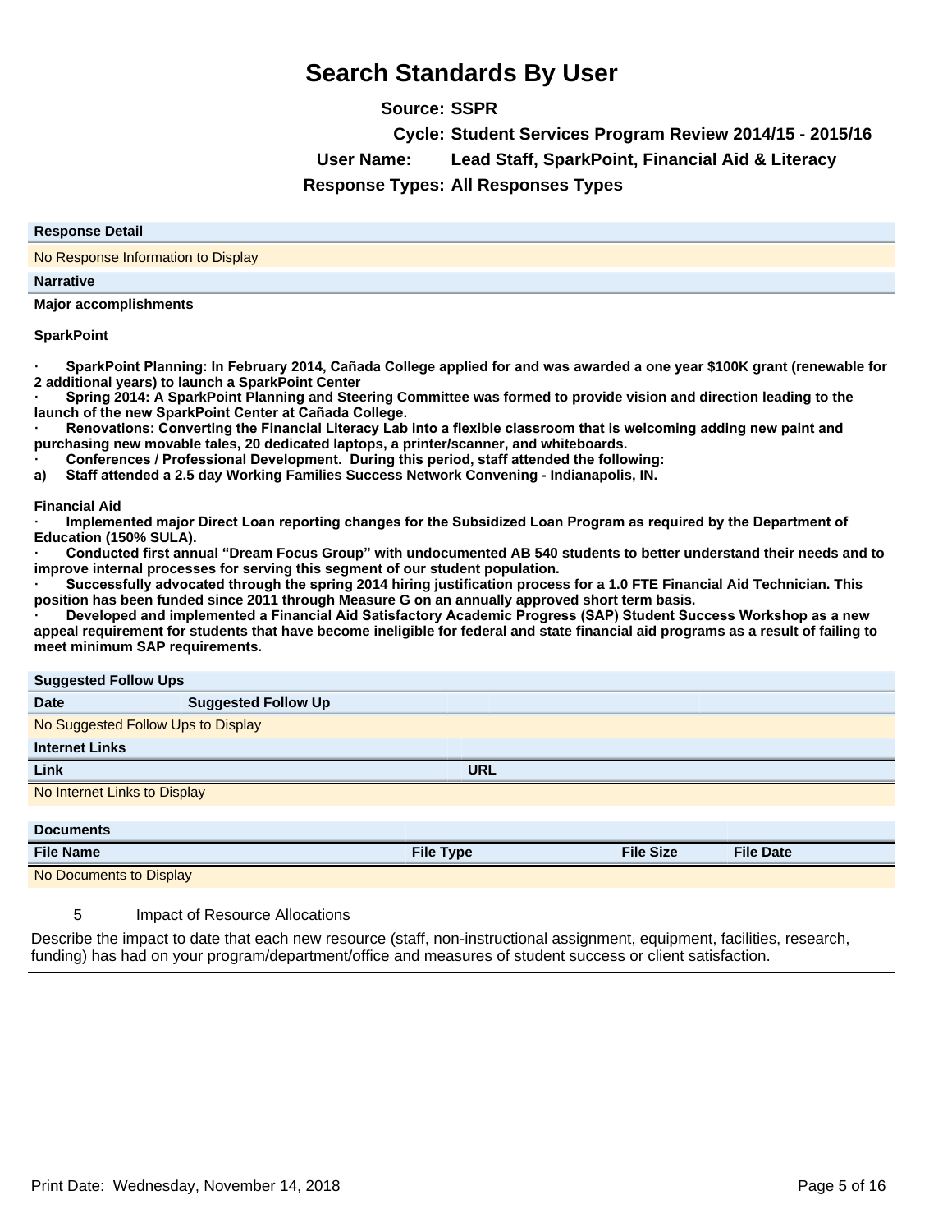# Search Standards By User

**Source:** SSPR

**Cycle:** Student Services Program Review 2014/15 - 2015/16

**User Name:** Lead Staff, SparkPoint, Financial Aid & Literacy

**Response Types:** All Responses Types

| Response Detail |
|---|
| No Response Information to Display |

**Narrative**

**Major accomplishments**

**SparkPoint**

- **SparkPoint Planning: In February 2014, Cañada College applied for and was awarded a one year $100K grant (renewable for 2 additional years) to launch a SparkPoint Center**
- **Spring 2014: A SparkPoint Planning and Steering Committee was formed to provide vision and direction leading to the launch of the new SparkPoint Center at Cañada College.**
- **Renovations: Converting the Financial Literacy Lab into a flexible classroom that is welcoming adding new paint and purchasing new movable tales, 20 dedicated laptops, a printer/scanner, and whiteboards.**
- **Conferences / Professional Development. During this period, staff attended the following:**

**a) Staff attended a 2.5 day Working Families Success Network Convening - Indianapolis, IN.**

**Financial Aid**

- **Implemented major Direct Loan reporting changes for the Subsidized Loan Program as required by the Department of Education (150% SULA).**
- **Conducted first annual "Dream Focus Group" with undocumented AB 540 students to better understand their needs and to improve internal processes for serving this segment of our student population.**
- **Successfully advocated through the spring 2014 hiring justification process for a 1.0 FTE Financial Aid Technician. This position has been funded since 2011 through Measure G on an annually approved short term basis.**
- **Developed and implemented a Financial Aid Satisfactory Academic Progress (SAP) Student Success Workshop as a new appeal requirement for students that have become ineligible for federal and state financial aid programs as a result of failing to meet minimum SAP requirements.**

**Suggested Follow Ups**

| Date | Suggested Follow Up |
|---|---|
| No Suggested Follow Ups to Display | |

**Internet Links**

| Link | URL |
|---|---|
| No Internet Links to Display | |

**Documents**

| File Name | File Type | File Size | File Date |
|---|---|---|---|
| No Documents to Display | | | |

5 Impact of Resource Allocations

Describe the impact to date that each new resource (staff, non-instructional assignment, equipment, facilities, research, funding) has had on your program/department/office and measures of student success or client satisfaction.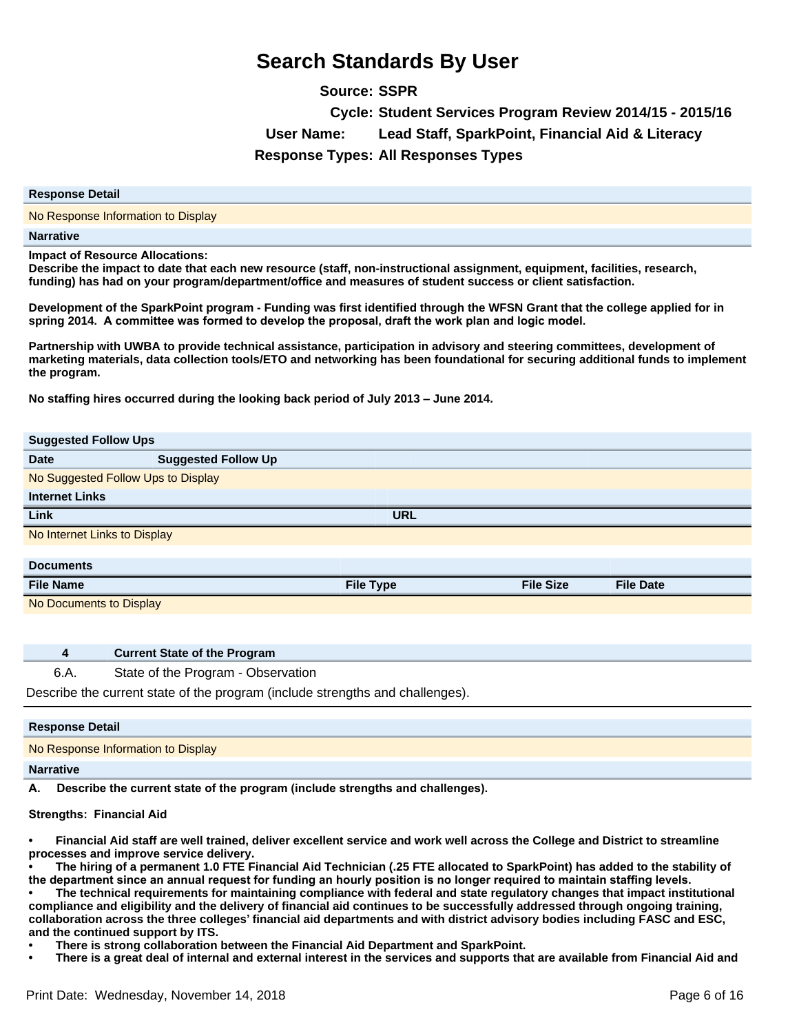# Search Standards By User

**Source:** SSPR

**Cycle:** Student Services Program Review 2014/15 - 2015/16

**User Name:** Lead Staff, SparkPoint, Financial Aid & Literacy

**Response Types:** All Responses Types

| Response Detail |
| --- |
| No Response Information to Display |

**Narrative**

**Impact of Resource Allocations:**
**Describe the impact to date that each new resource (staff, non-instructional assignment, equipment, facilities, research, funding) has had on your program/department/office and measures of student success or client satisfaction.**

**Development of the SparkPoint program - Funding was first identified through the WFSN Grant that the college applied for in spring 2014. A committee was formed to develop the proposal, draft the work plan and logic model.**

**Partnership with UWBA to provide technical assistance, participation in advisory and steering committees, development of marketing materials, data collection tools/ETO and networking has been foundational for securing additional funds to implement the program.**

**No staffing hires occurred during the looking back period of July 2013 – June 2014.**

**Suggested Follow Ups**

| Date | Suggested Follow Up |
| --- | --- |
| No Suggested Follow Ups to Display | |

**Internet Links**

| Link | URL |
| --- | --- |
| No Internet Links to Display | |

**Documents**

| File Name | File Type | File Size | File Date |
| --- | --- | --- | --- |
| No Documents to Display | | | |

| 4 | Current State of the Program |
| --- | --- |
| 6.A. | State of the Program - Observation |

Describe the current state of the program (include strengths and challenges).

| Response Detail |
| --- |
| No Response Information to Display |

**Narrative**

**A. Describe the current state of the program (include strengths and challenges).**

**Strengths: Financial Aid**

- **Financial Aid staff are well trained, deliver excellent service and work well across the College and District to streamline processes and improve service delivery.**
- **The hiring of a permanent 1.0 FTE Financial Aid Technician (.25 FTE allocated to SparkPoint) has added to the stability of the department since an annual request for funding an hourly position is no longer required to maintain staffing levels.**
- **The technical requirements for maintaining compliance with federal and state regulatory changes that impact institutional compliance and eligibility and the delivery of financial aid continues to be successfully addressed through ongoing training, collaboration across the three colleges' financial aid departments and with district advisory bodies including FASC and ESC, and the continued support by ITS.**
- **There is strong collaboration between the Financial Aid Department and SparkPoint.**
- **There is a great deal of internal and external interest in the services and supports that are available from Financial Aid and**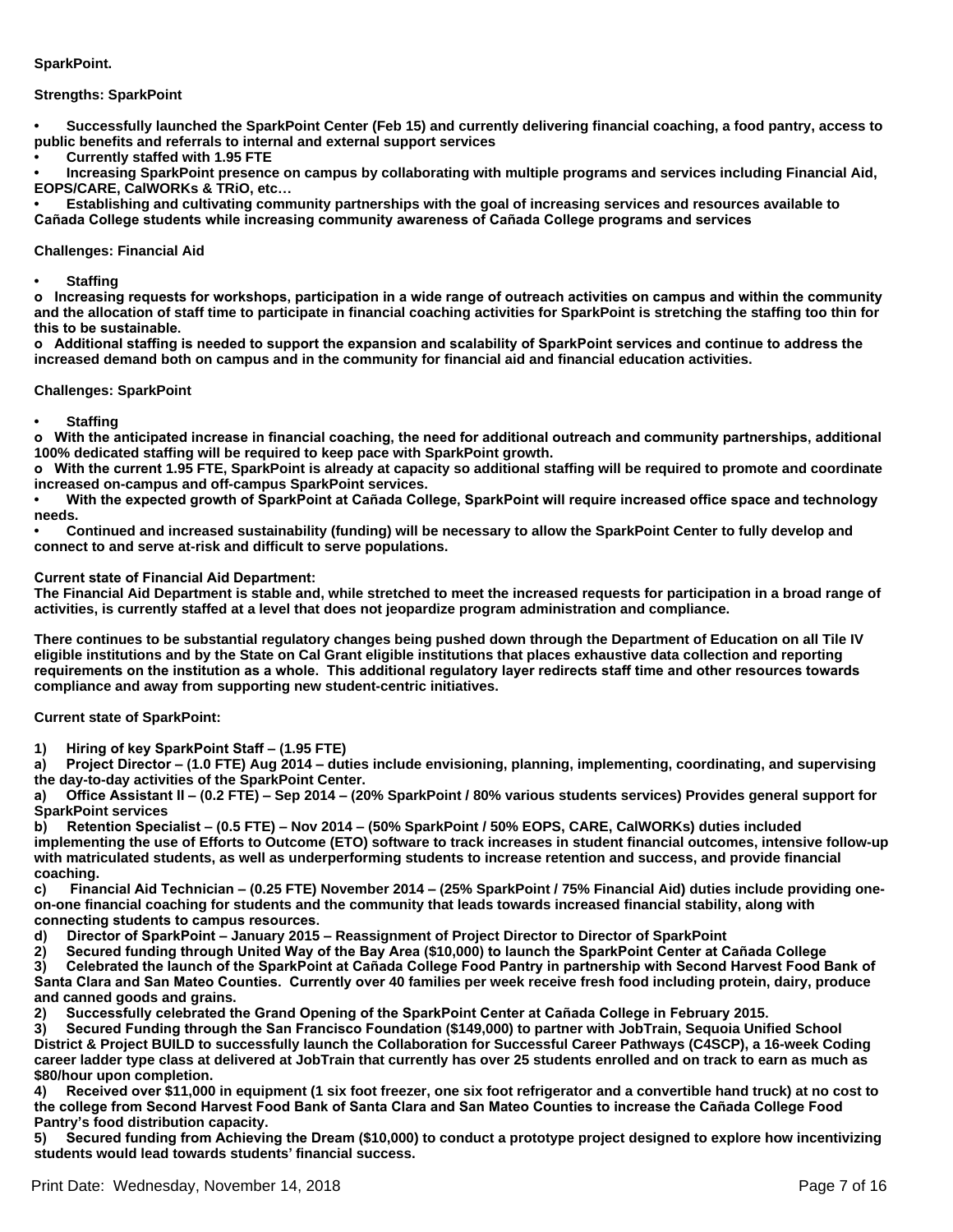**SparkPoint.**

**Strengths: SparkPoint**

- **Successfully launched the SparkPoint Center (Feb 15) and currently delivering financial coaching, a food pantry, access to public benefits and referrals to internal and external support services**
- **Currently staffed with 1.95 FTE**
- **Increasing SparkPoint presence on campus by collaborating with multiple programs and services including Financial Aid, EOPS/CARE, CalWORKs & TRiO, etc…**
- **Establishing and cultivating community partnerships with the goal of increasing services and resources available to Cañada College students while increasing community awareness of Cañada College programs and services**

**Challenges: Financial Aid**

- **Staffing**
  - **Increasing requests for workshops, participation in a wide range of outreach activities on campus and within the community and the allocation of staff time to participate in financial coaching activities for SparkPoint is stretching the staffing too thin for this to be sustainable.**
  - **Additional staffing is needed to support the expansion and scalability of SparkPoint services and continue to address the increased demand both on campus and in the community for financial aid and financial education activities.**

**Challenges: SparkPoint**

- **Staffing**
  - **With the anticipated increase in financial coaching, the need for additional outreach and community partnerships, additional 100% dedicated staffing will be required to keep pace with SparkPoint growth.**
  - **With the current 1.95 FTE, SparkPoint is already at capacity so additional staffing will be required to promote and coordinate increased on-campus and off-campus SparkPoint services.**
- **With the expected growth of SparkPoint at Cañada College, SparkPoint will require increased office space and technology needs.**
- **Continued and increased sustainability (funding) will be necessary to allow the SparkPoint Center to fully develop and connect to and serve at-risk and difficult to serve populations.**

**Current state of Financial Aid Department:**
**The Financial Aid Department is stable and, while stretched to meet the increased requests for participation in a broad range of activities, is currently staffed at a level that does not jeopardize program administration and compliance.**

**There continues to be substantial regulatory changes being pushed down through the Department of Education on all Tile IV eligible institutions and by the State on Cal Grant eligible institutions that places exhaustive data collection and reporting requirements on the institution as a whole. This additional regulatory layer redirects staff time and other resources towards compliance and away from supporting new student-centric initiatives.**

**Current state of SparkPoint:**

**1) Hiring of key SparkPoint Staff – (1.95 FTE)**
**a) Project Director – (1.0 FTE) Aug 2014 – duties include envisioning, planning, implementing, coordinating, and supervising the day-to-day activities of the SparkPoint Center.**
**a) Office Assistant II – (0.2 FTE) – Sep 2014 – (20% SparkPoint / 80% various students services) Provides general support for SparkPoint services**
**b) Retention Specialist – (0.5 FTE) – Nov 2014 – (50% SparkPoint / 50% EOPS, CARE, CalWORKs) duties included implementing the use of Efforts to Outcome (ETO) software to track increases in student financial outcomes, intensive follow-up with matriculated students, as well as underperforming students to increase retention and success, and provide financial coaching.**
**c) Financial Aid Technician – (0.25 FTE) November 2014 – (25% SparkPoint / 75% Financial Aid) duties include providing one-on-one financial coaching for students and the community that leads towards increased financial stability, along with connecting students to campus resources.**
**d) Director of SparkPoint – January 2015 – Reassignment of Project Director to Director of SparkPoint**
**2) Secured funding through United Way of the Bay Area ($10,000) to launch the SparkPoint Center at Cañada College**
**3) Celebrated the launch of the SparkPoint at Cañada College Food Pantry in partnership with Second Harvest Food Bank of Santa Clara and San Mateo Counties. Currently over 40 families per week receive fresh food including protein, dairy, produce and canned goods and grains.**
**2) Successfully celebrated the Grand Opening of the SparkPoint Center at Cañada College in February 2015.**
**3) Secured Funding through the San Francisco Foundation ($149,000) to partner with JobTrain, Sequoia Unified School District & Project BUILD to successfully launch the Collaboration for Successful Career Pathways (C4SCP), a 16-week Coding career ladder type class at delivered at JobTrain that currently has over 25 students enrolled and on track to earn as much as $80/hour upon completion.**
**4) Received over $11,000 in equipment (1 six foot freezer, one six foot refrigerator and a convertible hand truck) at no cost to the college from Second Harvest Food Bank of Santa Clara and San Mateo Counties to increase the Cañada College Food Pantry's food distribution capacity.**
**5) Secured funding from Achieving the Dream ($10,000) to conduct a prototype project designed to explore how incentivizing students would lead towards students' financial success.**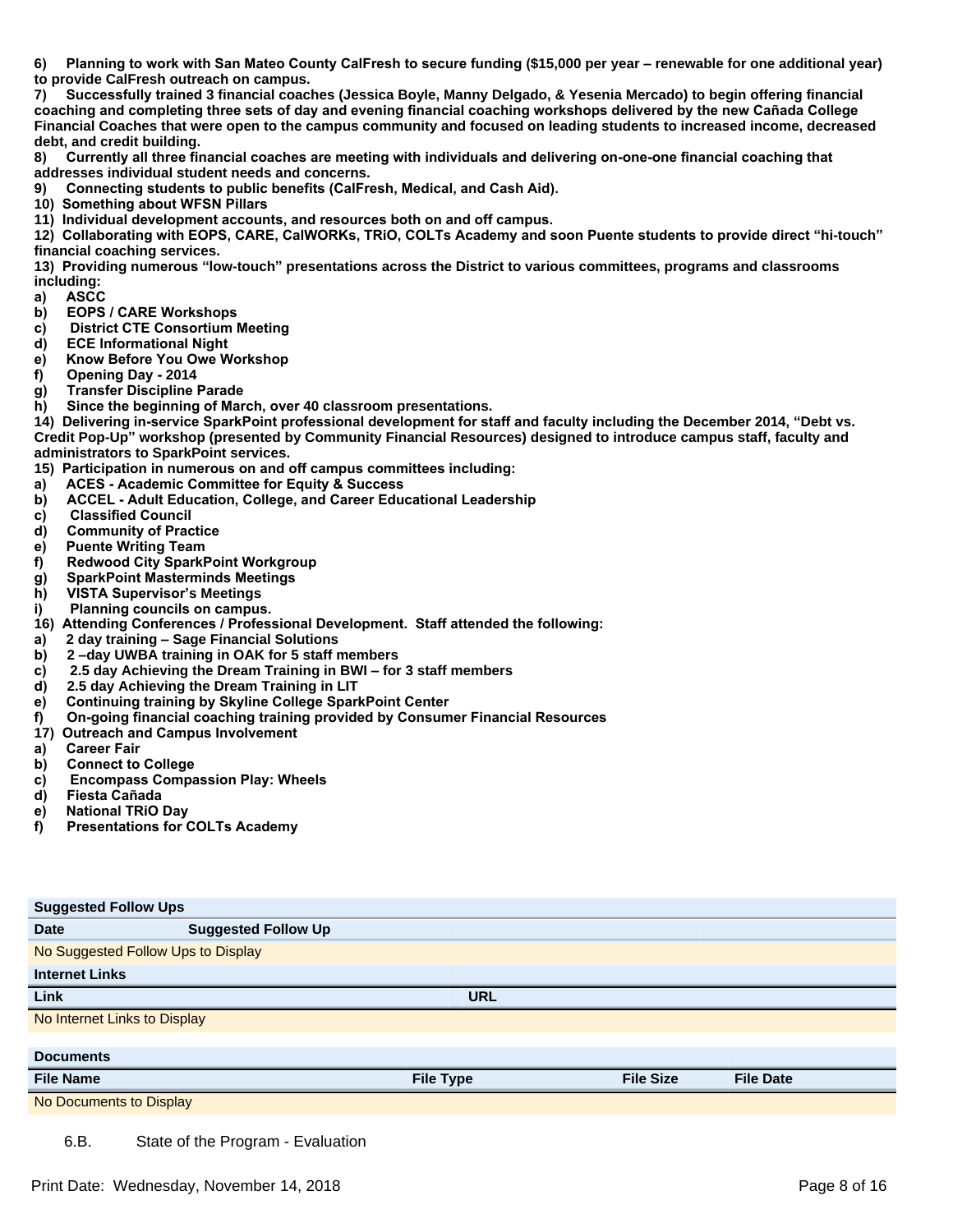**6) Planning to work with San Mateo County CalFresh to secure funding ($15,000 per year – renewable for one additional year) to provide CalFresh outreach on campus.**

**7) Successfully trained 3 financial coaches (Jessica Boyle, Manny Delgado, & Yesenia Mercado) to begin offering financial coaching and completing three sets of day and evening financial coaching workshops delivered by the new Cañada College Financial Coaches that were open to the campus community and focused on leading students to increased income, decreased debt, and credit building.**

**8) Currently all three financial coaches are meeting with individuals and delivering on-one-one financial coaching that addresses individual student needs and concerns.**

**9) Connecting students to public benefits (CalFresh, Medical, and Cash Aid).**

**10) Something about WFSN Pillars**

**11) Individual development accounts, and resources both on and off campus.**

**12) Collaborating with EOPS, CARE, CalWORKs, TRiO, COLTs Academy and soon Puente students to provide direct "hi-touch" financial coaching services.**

**13) Providing numerous "low-touch" presentations across the District to various committees, programs and classrooms including:**

**a) ASCC**
**b) EOPS / CARE Workshops**
**c) District CTE Consortium Meeting**
**d) ECE Informational Night**
**e) Know Before You Owe Workshop**
**f) Opening Day - 2014**
**g) Transfer Discipline Parade**
**h) Since the beginning of March, over 40 classroom presentations.**

**14) Delivering in-service SparkPoint professional development for staff and faculty including the December 2014, "Debt vs. Credit Pop-Up" workshop (presented by Community Financial Resources) designed to introduce campus staff, faculty and administrators to SparkPoint services.**

**15) Participation in numerous on and off campus committees including:**

**a) ACES - Academic Committee for Equity & Success**
**b) ACCEL - Adult Education, College, and Career Educational Leadership**
**c) Classified Council**
**d) Community of Practice**
**e) Puente Writing Team**
**f) Redwood City SparkPoint Workgroup**
**g) SparkPoint Masterminds Meetings**
**h) VISTA Supervisor's Meetings**
**i) Planning councils on campus.**

**16) Attending Conferences / Professional Development. Staff attended the following:**

**a) 2 day training – Sage Financial Solutions**
**b) 2 –day UWBA training in OAK for 5 staff members**
**c) 2.5 day Achieving the Dream Training in BWI – for 3 staff members**
**d) 2.5 day Achieving the Dream Training in LIT**
**e) Continuing training by Skyline College SparkPoint Center**
**f) On-going financial coaching training provided by Consumer Financial Resources**

**17) Outreach and Campus Involvement**

**a) Career Fair**
**b) Connect to College**
**c) Encompass Compassion Play: Wheels**
**d) Fiesta Cañada**
**e) National TRiO Day**
**f) Presentations for COLTs Academy**

| Suggested Follow Ups | |
|---|---|
| **Date** | **Suggested Follow Up** |
| No Suggested Follow Ups to Display | |

| Internet Links | |
|---|---|
| **Link** | **URL** |
| No Internet Links to Display | |

| Documents | | | |
|---|---|---|---|
| **File Name** | **File Type** | **File Size** | **File Date** |
| No Documents to Display | | | |

6.B. State of the Program - Evaluation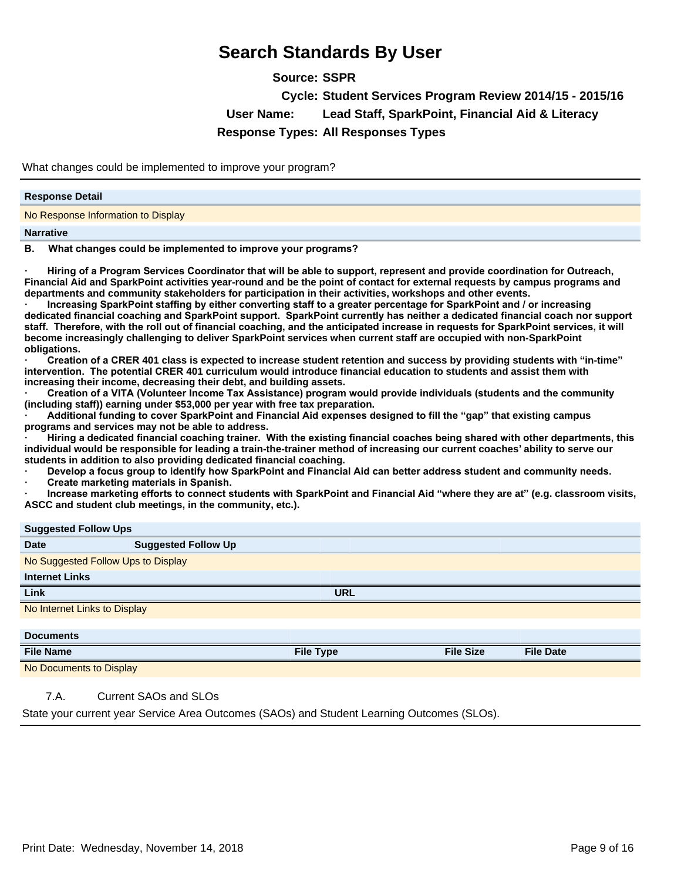# Search Standards By User

**Source:** SSPR

**Cycle:** Student Services Program Review 2014/15 - 2015/16

**User Name:** Lead Staff, SparkPoint, Financial Aid & Literacy

**Response Types:** All Responses Types

What changes could be implemented to improve your program?

| Response Detail |
|---|
| No Response Information to Display |

**Narrative**

**B. What changes could be implemented to improve your programs?**

- **Hiring of a Program Services Coordinator that will be able to support, represent and provide coordination for Outreach, Financial Aid and SparkPoint activities year-round and be the point of contact for external requests by campus programs and departments and community stakeholders for participation in their activities, workshops and other events.**
- **Increasing SparkPoint staffing by either converting staff to a greater percentage for SparkPoint and / or increasing dedicated financial coaching and SparkPoint support. SparkPoint currently has neither a dedicated financial coach nor support staff. Therefore, with the roll out of financial coaching, and the anticipated increase in requests for SparkPoint services, it will become increasingly challenging to deliver SparkPoint services when current staff are occupied with non-SparkPoint obligations.**
- **Creation of a CRER 401 class is expected to increase student retention and success by providing students with "in-time" intervention. The potential CRER 401 curriculum would introduce financial education to students and assist them with increasing their income, decreasing their debt, and building assets.**
- **Creation of a VITA (Volunteer Income Tax Assistance) program would provide individuals (students and the community (including staff)) earning under $53,000 per year with free tax preparation.**
- **Additional funding to cover SparkPoint and Financial Aid expenses designed to fill the "gap" that existing campus programs and services may not be able to address.**
- **Hiring a dedicated financial coaching trainer. With the existing financial coaches being shared with other departments, this individual would be responsible for leading a train-the-trainer method of increasing our current coaches' ability to serve our students in addition to also providing dedicated financial coaching.**
- **Develop a focus group to identify how SparkPoint and Financial Aid can better address student and community needs.**
- **Create marketing materials in Spanish.**
- **Increase marketing efforts to connect students with SparkPoint and Financial Aid "where they are at" (e.g. classroom visits, ASCC and student club meetings, in the community, etc.).**

**Suggested Follow Ups**

| Date | Suggested Follow Up |
|---|---|
| No Suggested Follow Ups to Display | |

**Internet Links**

| Link | URL |
|---|---|
| No Internet Links to Display | |

**Documents**

| File Name | File Type | File Size | File Date |
|---|---|---|---|
| No Documents to Display | | | |

7.A. Current SAOs and SLOs

State your current year Service Area Outcomes (SAOs) and Student Learning Outcomes (SLOs).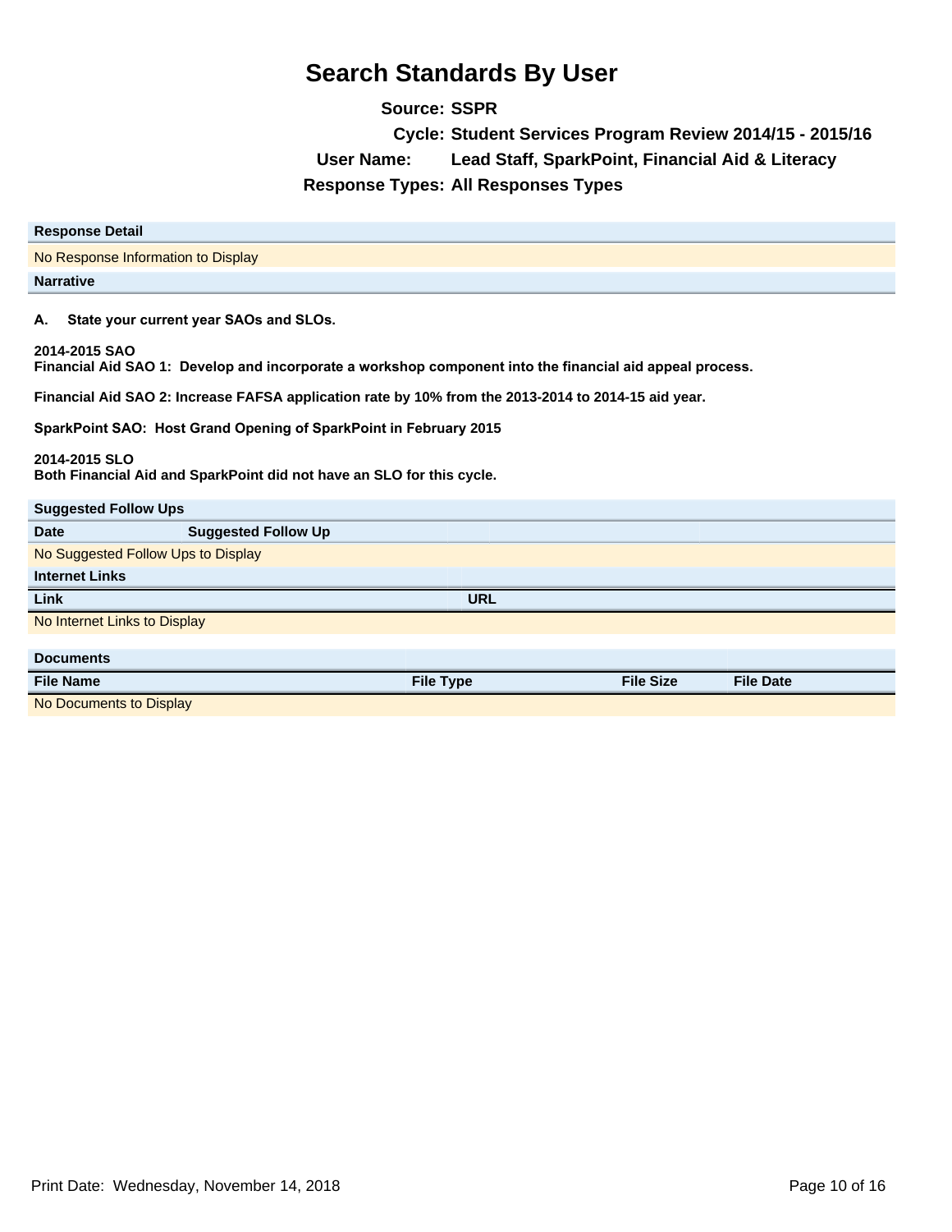# Search Standards By User

**Source:** SSPR
**Cycle:** Student Services Program Review 2014/15 - 2015/16
**User Name:** Lead Staff, SparkPoint, Financial Aid & Literacy
**Response Types:** All Responses Types

| Response Detail |
|---|
| No Response Information to Display |

**Narrative**

**A. State your current year SAOs and SLOs.**

**2014-2015 SAO**
**Financial Aid SAO 1: Develop and incorporate a workshop component into the financial aid appeal process.**

**Financial Aid SAO 2: Increase FAFSA application rate by 10% from the 2013-2014 to 2014-15 aid year.**

**SparkPoint SAO: Host Grand Opening of SparkPoint in February 2015**

**2014-2015 SLO**
**Both Financial Aid and SparkPoint did not have an SLO for this cycle.**

**Suggested Follow Ups**

| Date | Suggested Follow Up |
|---|---|
| No Suggested Follow Ups to Display | |

**Internet Links**

| Link | URL |
|---|---|
| No Internet Links to Display | |

**Documents**

| File Name | File Type | File Size | File Date |
|---|---|---|---|
| No Documents to Display | | | |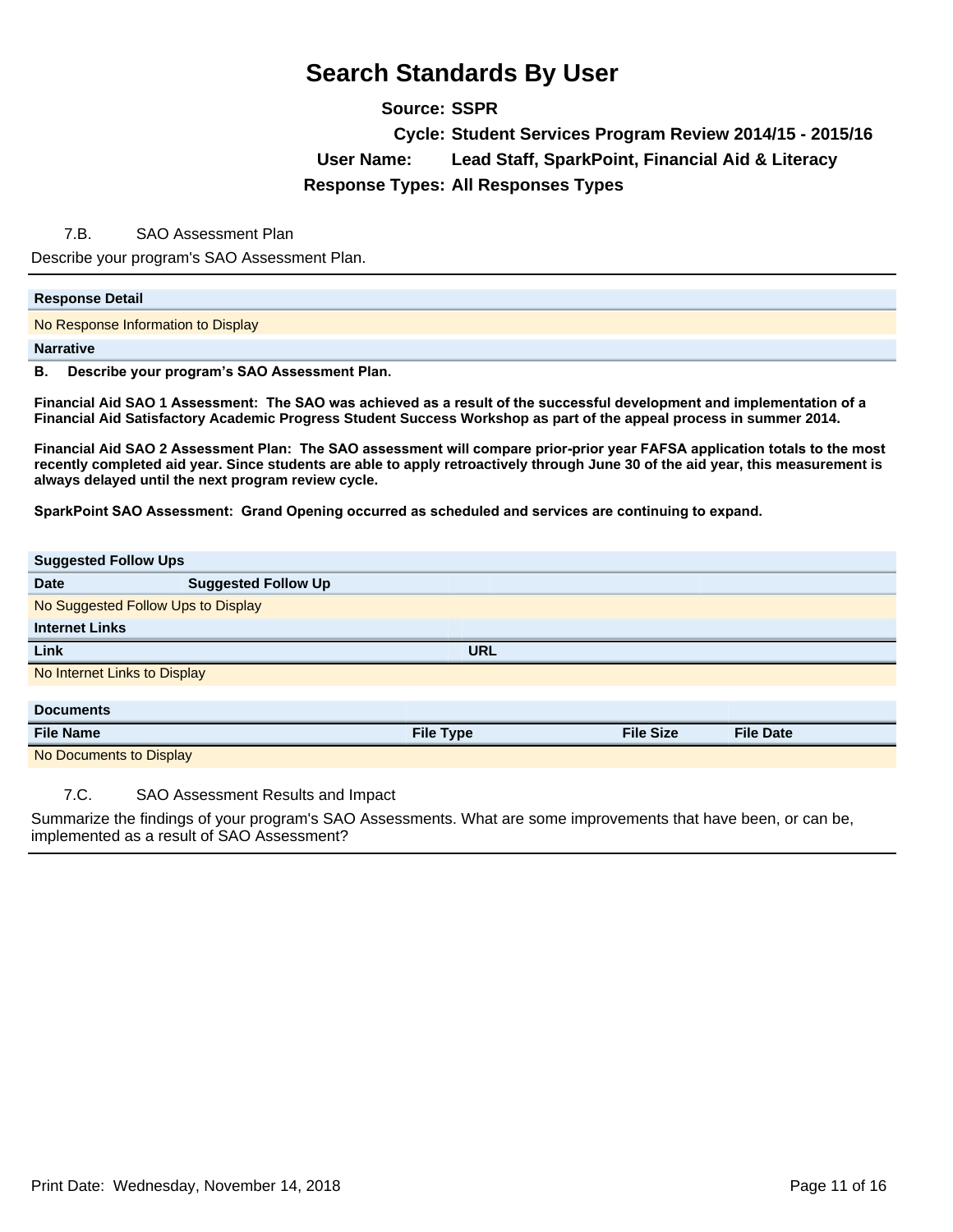# Search Standards By User

**Source:** SSPR

**Cycle:** Student Services Program Review 2014/15 - 2015/16

**User Name:** Lead Staff, SparkPoint, Financial Aid & Literacy

**Response Types:** All Responses Types

7.B. SAO Assessment Plan

Describe your program's SAO Assessment Plan.

| Response Detail |
|---|
| No Response Information to Display |

**Narrative**

**B. Describe your program's SAO Assessment Plan.**

**Financial Aid SAO 1 Assessment: The SAO was achieved as a result of the successful development and implementation of a Financial Aid Satisfactory Academic Progress Student Success Workshop as part of the appeal process in summer 2014.**

**Financial Aid SAO 2 Assessment Plan: The SAO assessment will compare prior-prior year FAFSA application totals to the most recently completed aid year. Since students are able to apply retroactively through June 30 of the aid year, this measurement is always delayed until the next program review cycle.**

**SparkPoint SAO Assessment: Grand Opening occurred as scheduled and services are continuing to expand.**

**Suggested Follow Ups**

| Date | Suggested Follow Up |
|---|---|
| No Suggested Follow Ups to Display | |

**Internet Links**

| Link | URL |
|---|---|
| No Internet Links to Display | |

**Documents**

| File Name | File Type | File Size | File Date |
|---|---|---|---|
| No Documents to Display | | | |

7.C. SAO Assessment Results and Impact

Summarize the findings of your program's SAO Assessments. What are some improvements that have been, or can be, implemented as a result of SAO Assessment?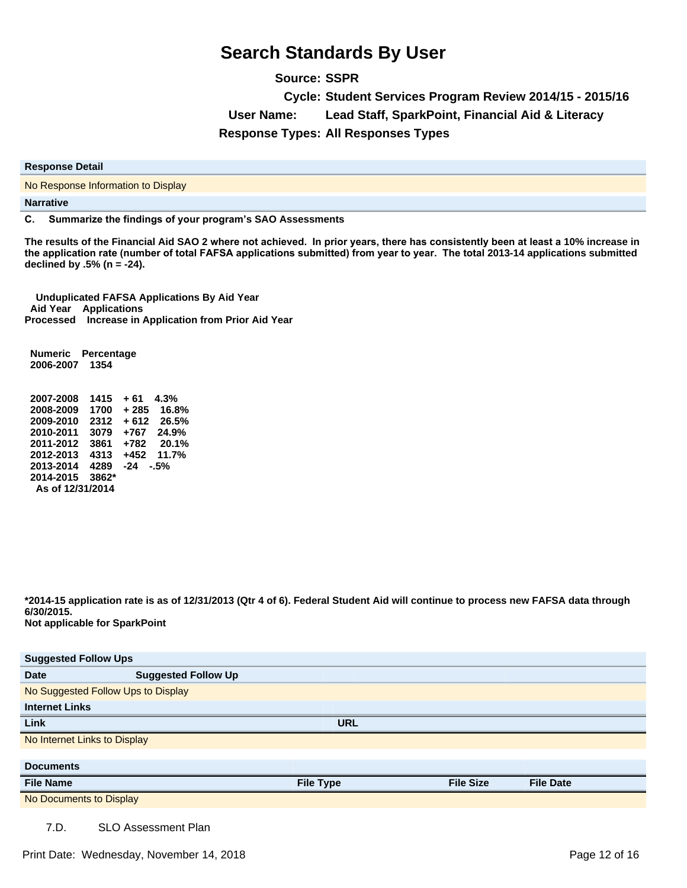# Search Standards By User

**Source:** SSPR

**Cycle:** Student Services Program Review 2014/15 - 2015/16

**User Name:** Lead Staff, SparkPoint, Financial Aid & Literacy

**Response Types:** All Responses Types

| Response Detail |
|---|
| No Response Information to Display |

**Narrative**

**C. Summarize the findings of your program's SAO Assessments**

**The results of the Financial Aid SAO 2 where not achieved. In prior years, there has consistently been at least a 10% increase in the application rate (number of total FAFSA applications submitted) from year to year. The total 2013-14 applications submitted declined by .5% (n = -24).**

**Unduplicated FAFSA Applications By Aid Year**

| Aid Year | Applications Processed | Increase in Application from Prior Aid Year | |
|---|---|---|---|
| | | **Numeric** | **Percentage** |
| **2006-2007** | **1354** | | |
| **2007-2008** | **1415** | **+ 61** | **4.3%** |
| **2008-2009** | **1700** | **+ 285** | **16.8%** |
| **2009-2010** | **2312** | **+ 612** | **26.5%** |
| **2010-2011** | **3079** | **+767** | **24.9%** |
| **2011-2012** | **3861** | **+782** | **20.1%** |
| **2012-2013** | **4313** | **+452** | **11.7%** |
| **2013-2014** | **4289** | **-24** | **-.5%** |
| **2014-2015** | **3862*** | | |

**As of 12/31/2014**

**\*2014-15 application rate is as of 12/31/2013 (Qtr 4 of 6). Federal Student Aid will continue to process new FAFSA data through 6/30/2015.**
**Not applicable for SparkPoint**

**Suggested Follow Ups**

| Date | Suggested Follow Up |
|---|---|
| No Suggested Follow Ups to Display | |

**Internet Links**

| Link | URL |
|---|---|
| No Internet Links to Display | |

**Documents**

| File Name | File Type | File Size | File Date |
|---|---|---|---|
| No Documents to Display | | | |

7.D. SLO Assessment Plan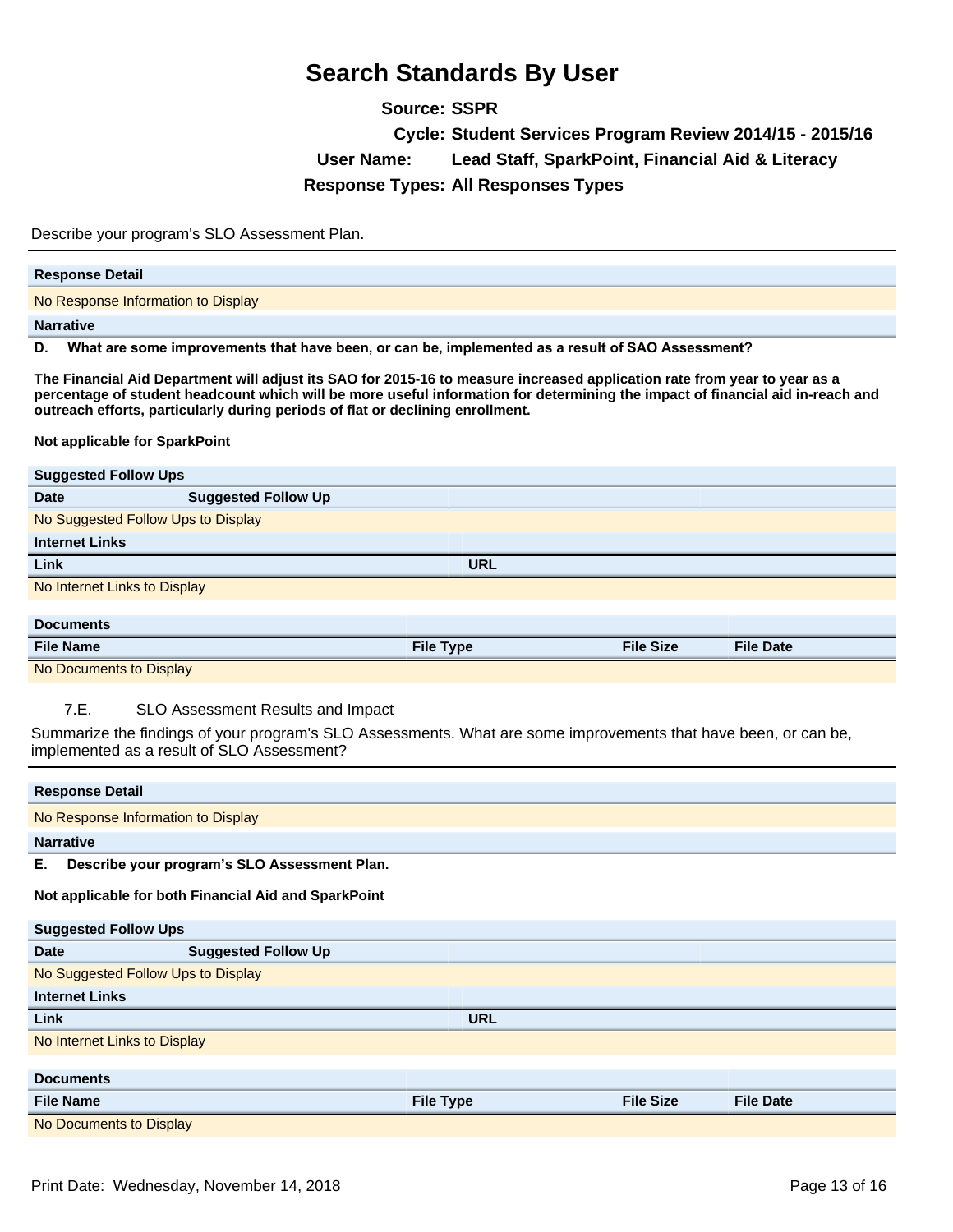# Search Standards By User

**Source:** SSPR
**Cycle:** Student Services Program Review 2014/15 - 2015/16
**User Name:** Lead Staff, SparkPoint, Financial Aid & Literacy
**Response Types:** All Responses Types

Describe your program's SLO Assessment Plan.

**Response Detail**

No Response Information to Display

**Narrative**

**D. What are some improvements that have been, or can be, implemented as a result of SAO Assessment?**

**The Financial Aid Department will adjust its SAO for 2015-16 to measure increased application rate from year to year as a percentage of student headcount which will be more useful information for determining the impact of financial aid in-reach and outreach efforts, particularly during periods of flat or declining enrollment.**

**Not applicable for SparkPoint**

**Suggested Follow Ups**

| Date | Suggested Follow Up |
|---|---|
| No Suggested Follow Ups to Display | |

**Internet Links**

| Link | URL |
|---|---|
| No Internet Links to Display | |

**Documents**

| File Name | File Type | File Size | File Date |
|---|---|---|---|
| No Documents to Display | | | |

7.E. SLO Assessment Results and Impact

Summarize the findings of your program's SLO Assessments. What are some improvements that have been, or can be, implemented as a result of SLO Assessment?

**Response Detail**

No Response Information to Display

**Narrative**

**E. Describe your program's SLO Assessment Plan.**

**Not applicable for both Financial Aid and SparkPoint**

**Suggested Follow Ups**

| Date | Suggested Follow Up |
|---|---|
| No Suggested Follow Ups to Display | |

**Internet Links**

| Link | URL |
|---|---|
| No Internet Links to Display | |

**Documents**

| File Name | File Type | File Size | File Date |
|---|---|---|---|
| No Documents to Display | | | |

Print Date: Wednesday, November 14, 2018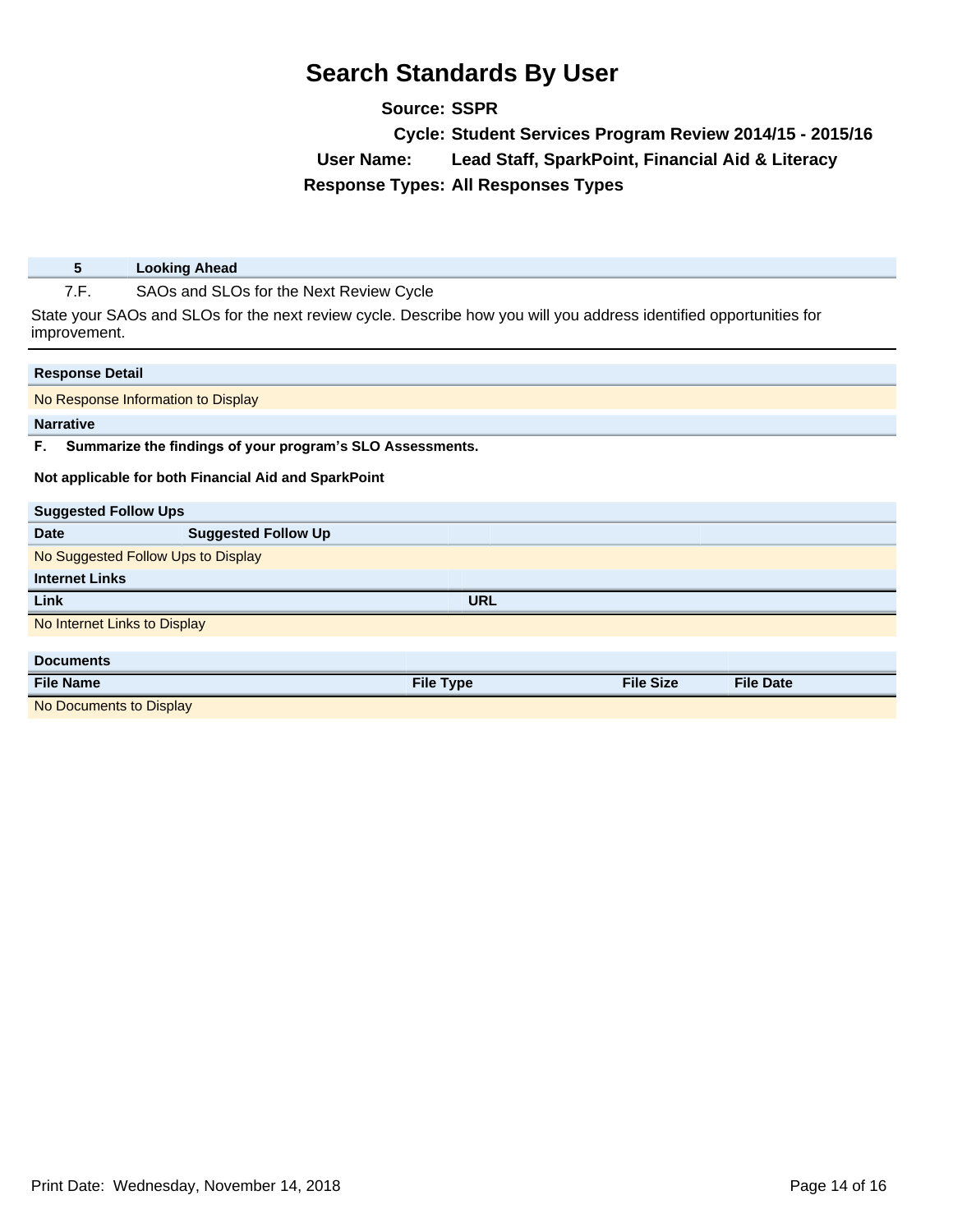# Search Standards By User

**Source:** SSPR
**Cycle:** Student Services Program Review 2014/15 - 2015/16
**User Name:** Lead Staff, SparkPoint, Financial Aid & Literacy
**Response Types:** All Responses Types

| 5 | Looking Ahead |
|---|---|
| 7.F. | SAOs and SLOs for the Next Review Cycle |

State your SAOs and SLOs for the next review cycle. Describe how you will you address identified opportunities for improvement.

**Response Detail**

No Response Information to Display

**Narrative**

**F. Summarize the findings of your program's SLO Assessments.**

**Not applicable for both Financial Aid and SparkPoint**

**Suggested Follow Ups**

| Date | Suggested Follow Up |
|---|---|
| No Suggested Follow Ups to Display | |

**Internet Links**

| Link | URL |
|---|---|
| No Internet Links to Display | |

**Documents**

| File Name | File Type | File Size | File Date |
|---|---|---|---|
| No Documents to Display | | | |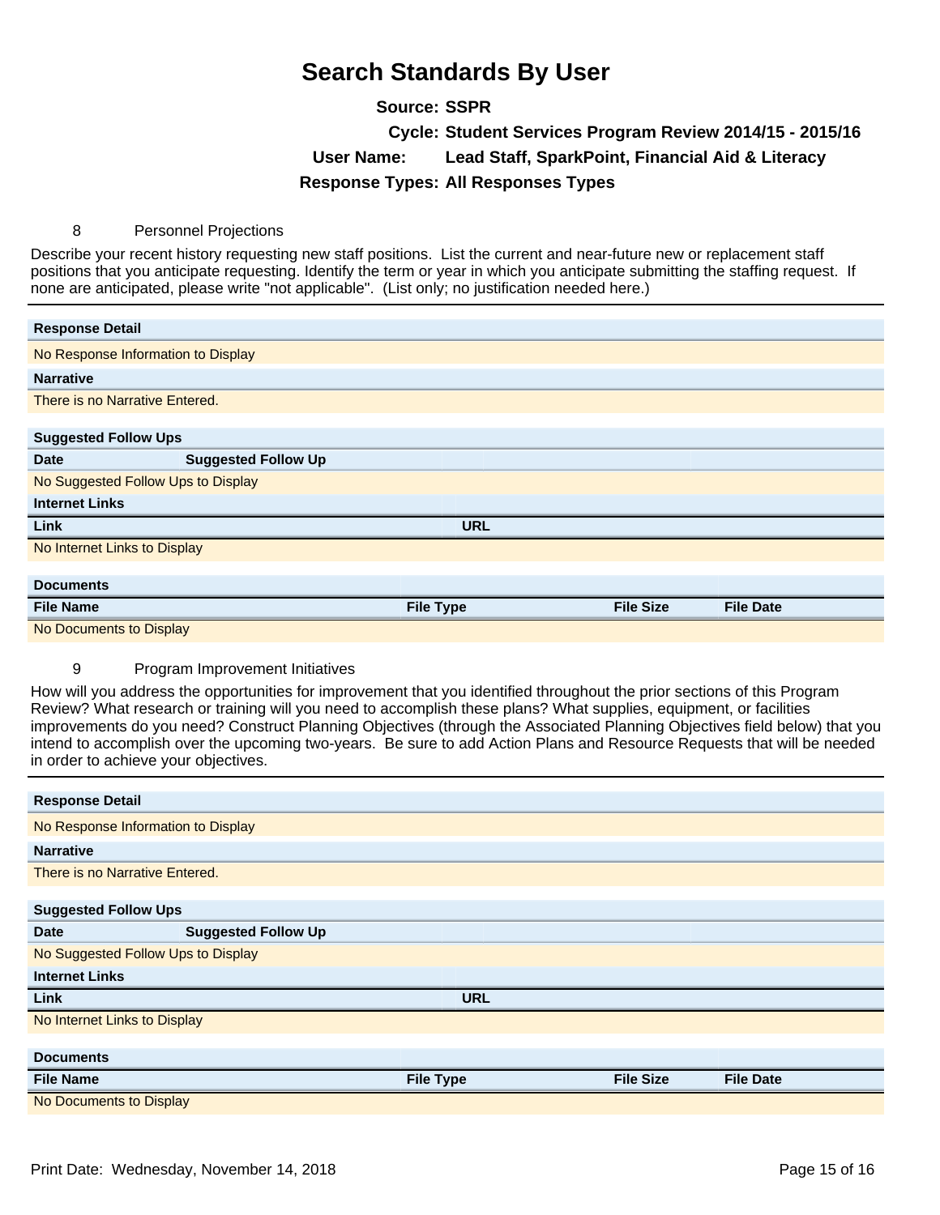# Search Standards By User

**Source:** SSPR

**Cycle:** Student Services Program Review 2014/15 - 2015/16

**User Name:** Lead Staff, SparkPoint, Financial Aid & Literacy

**Response Types:** All Responses Types

## 8 Personnel Projections

Describe your recent history requesting new staff positions. List the current and near-future new or replacement staff positions that you anticipate requesting. Identify the term or year in which you anticipate submitting the staffing request. If none are anticipated, please write "not applicable". (List only; no justification needed here.)

**Response Detail**

No Response Information to Display

**Narrative**

There is no Narrative Entered.

**Suggested Follow Ups**

| Date | Suggested Follow Up |
| --- | --- |
| No Suggested Follow Ups to Display | |

**Internet Links**

| Link | URL |
| --- | --- |
| No Internet Links to Display | |

**Documents**

| File Name | File Type | File Size | File Date |
| --- | --- | --- | --- |
| No Documents to Display | | | |

## 9 Program Improvement Initiatives

How will you address the opportunities for improvement that you identified throughout the prior sections of this Program Review? What research or training will you need to accomplish these plans? What supplies, equipment, or facilities improvements do you need? Construct Planning Objectives (through the Associated Planning Objectives field below) that you intend to accomplish over the upcoming two-years. Be sure to add Action Plans and Resource Requests that will be needed in order to achieve your objectives.

**Response Detail**

No Response Information to Display

**Narrative**

There is no Narrative Entered.

**Suggested Follow Ups**

| Date | Suggested Follow Up |
| --- | --- |
| No Suggested Follow Ups to Display | |

**Internet Links**

| Link | URL |
| --- | --- |
| No Internet Links to Display | |

**Documents**

| File Name | File Type | File Size | File Date |
| --- | --- | --- | --- |
| No Documents to Display | | | |

Print Date: Wednesday, November 14, 2018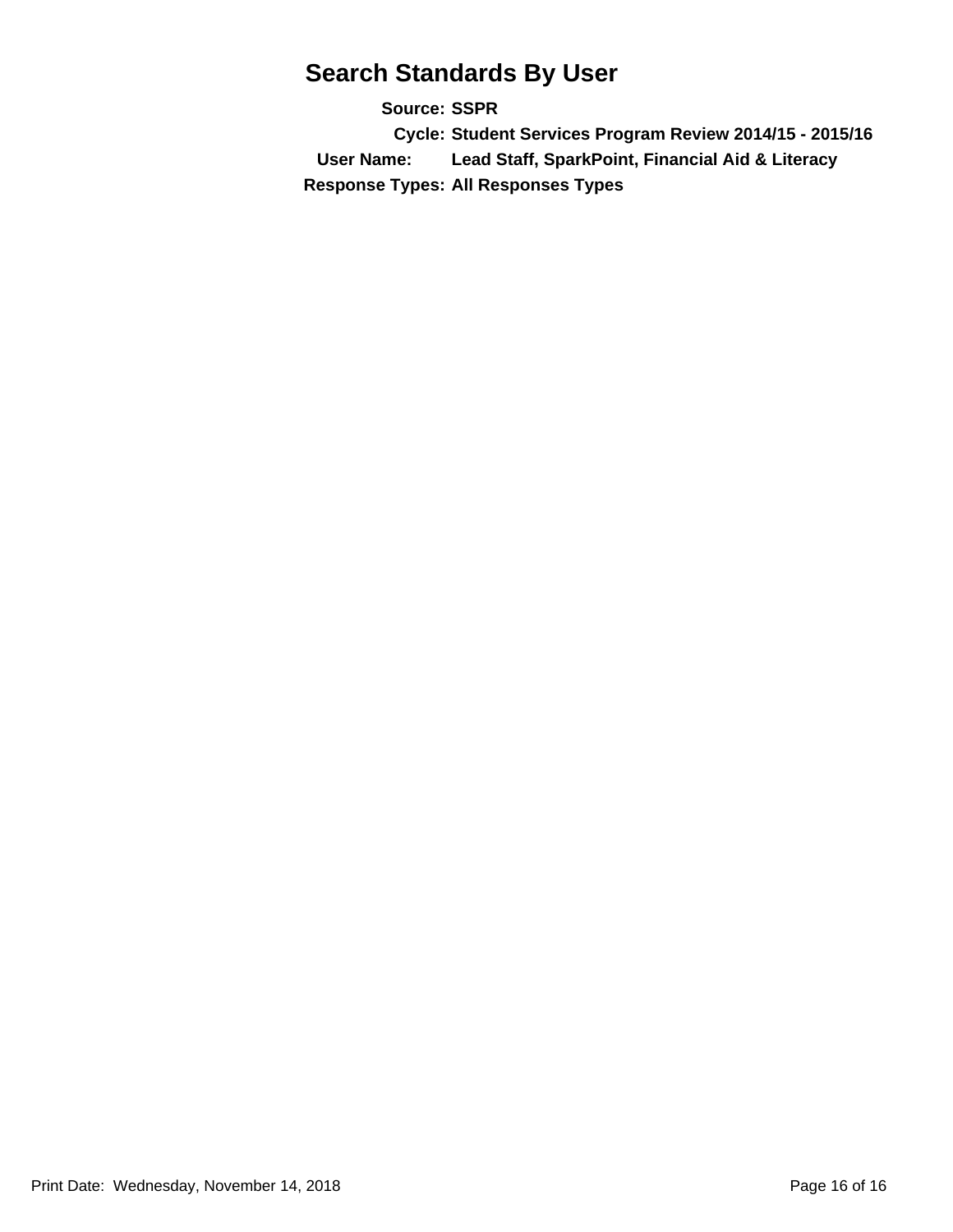# Search Standards By User

**Source:** SSPR

**Cycle:** Student Services Program Review 2014/15 - 2015/16

**User Name:** Lead Staff, SparkPoint, Financial Aid & Literacy

**Response Types:** All Responses Types